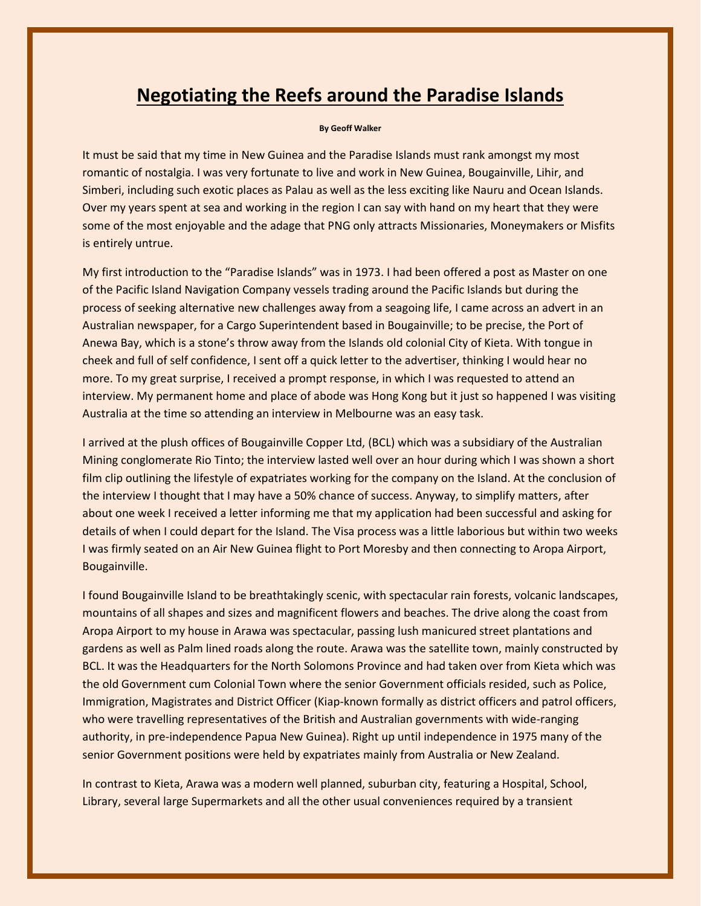# Negotiating the Reefs around the Paradise Islands

**By Geoff Walker**

It must be said that my time in New Guinea and the Paradise Islands must rank amongst my most romantic of nostalgia. I was very fortunate to live and work in New Guinea, Bougainville, Lihir, and Simberi, including such exotic places as Palau as well as the less exciting like Nauru and Ocean Islands. Over my years spent at sea and working in the region I can say with hand on my heart that they were some of the most enjoyable and the adage that PNG only attracts Missionaries, Moneymakers or Misfits is entirely untrue.

My first introduction to the "Paradise Islands" was in 1973. I had been offered a post as Master on one of the Pacific Island Navigation Company vessels trading around the Pacific Islands but during the process of seeking alternative new challenges away from a seagoing life, I came across an advert in an Australian newspaper, for a Cargo Superintendent based in Bougainville; to be precise, the Port of Anewa Bay, which is a stone's throw away from the Islands old colonial City of Kieta. With tongue in cheek and full of self confidence, I sent off a quick letter to the advertiser, thinking I would hear no more. To my great surprise, I received a prompt response, in which I was requested to attend an interview. My permanent home and place of abode was Hong Kong but it just so happened I was visiting Australia at the time so attending an interview in Melbourne was an easy task.

I arrived at the plush offices of Bougainville Copper Ltd, (BCL) which was a subsidiary of the Australian Mining conglomerate Rio Tinto; the interview lasted well over an hour during which I was shown a short film clip outlining the lifestyle of expatriates working for the company on the Island. At the conclusion of the interview I thought that I may have a 50% chance of success. Anyway, to simplify matters, after about one week I received a letter informing me that my application had been successful and asking for details of when I could depart for the Island. The Visa process was a little laborious but within two weeks I was firmly seated on an Air New Guinea flight to Port Moresby and then connecting to Aropa Airport, Bougainville.

I found Bougainville Island to be breathtakingly scenic, with spectacular rain forests, volcanic landscapes, mountains of all shapes and sizes and magnificent flowers and beaches. The drive along the coast from Aropa Airport to my house in Arawa was spectacular, passing lush manicured street plantations and gardens as well as Palm lined roads along the route. Arawa was the satellite town, mainly constructed by BCL. It was the Headquarters for the North Solomons Province and had taken over from Kieta which was the old Government cum Colonial Town where the senior Government officials resided, such as Police, Immigration, Magistrates and District Officer (Kiap-known formally as district officers and patrol officers, who were travelling representatives of the British and Australian governments with wide-ranging authority, in pre-independence Papua New Guinea). Right up until independence in 1975 many of the senior Government positions were held by expatriates mainly from Australia or New Zealand.

In contrast to Kieta, Arawa was a modern well planned, suburban city, featuring a Hospital, School, Library, several large Supermarkets and all the other usual conveniences required by a transient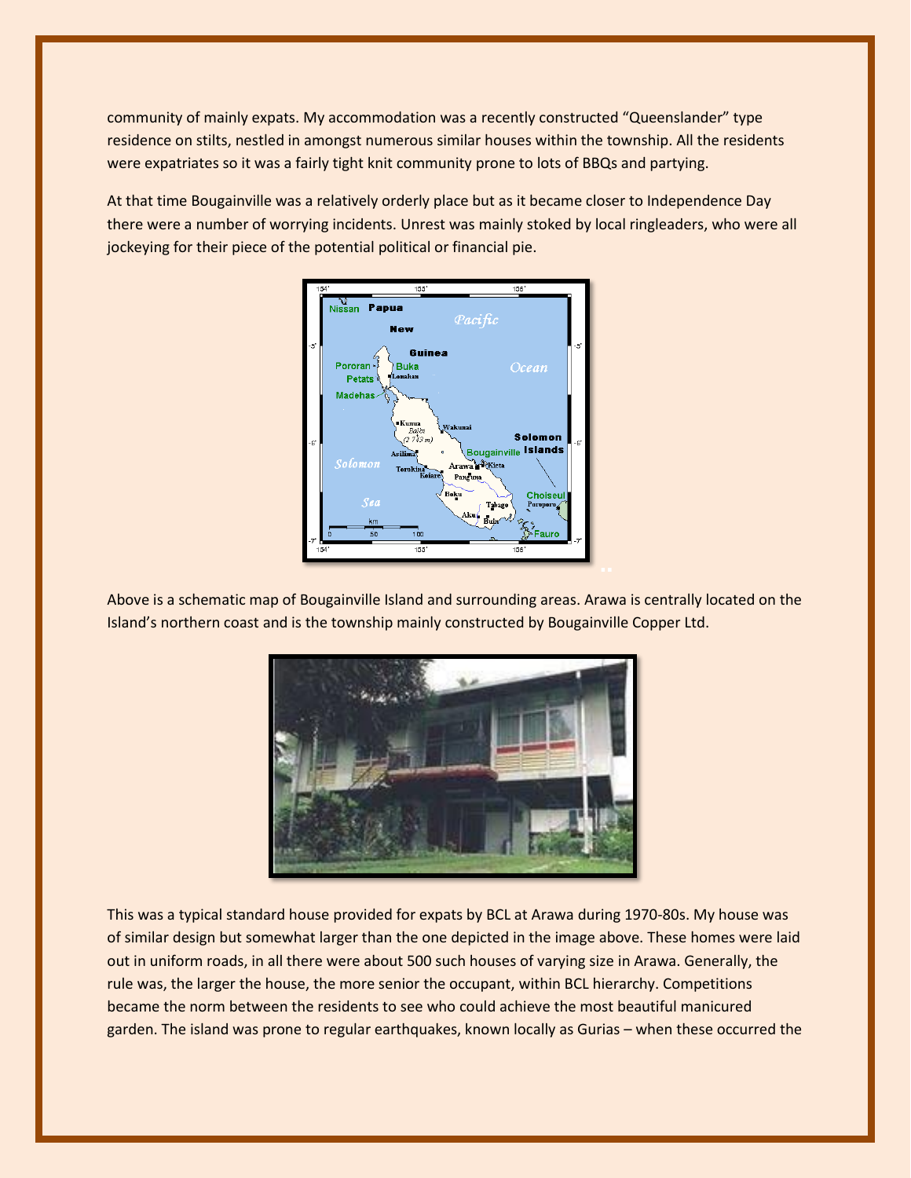community of mainly expats. My accommodation was a recently constructed “Queenslander” type residence on stilts, nestled in amongst numerous similar houses within the township. All the residents were expatriates so it was a fairly tight knit community prone to lots of BBQs and partying.

At that time Bougainville was a relatively orderly place but as it became closer to Independence Day there were a number of worrying incidents. Unrest was mainly stoked by local ringleaders, who were all jockeying for their piece of the potential political or financial pie.

Above is a schematic map of Bougainville Island and surrounding areas. Arawa is centrally located on the Island’s northern coast and is the township mainly constructed by Bougainville Copper Ltd.

This was a typical standard house provided for expats by BCL at Arawa during 1970-80s. My house was of similar design but somewhat larger than the one depicted in the image above. These homes were laid out in uniform roads, in all there were about 500 such houses of varying size in Arawa. Generally, the rule was, the larger the house, the more senior the occupant, within BCL hierarchy. Competitions became the norm between the residents to see who could achieve the most beautiful manicured garden. The island was prone to regular earthquakes, known locally as Gurias – when these occurred the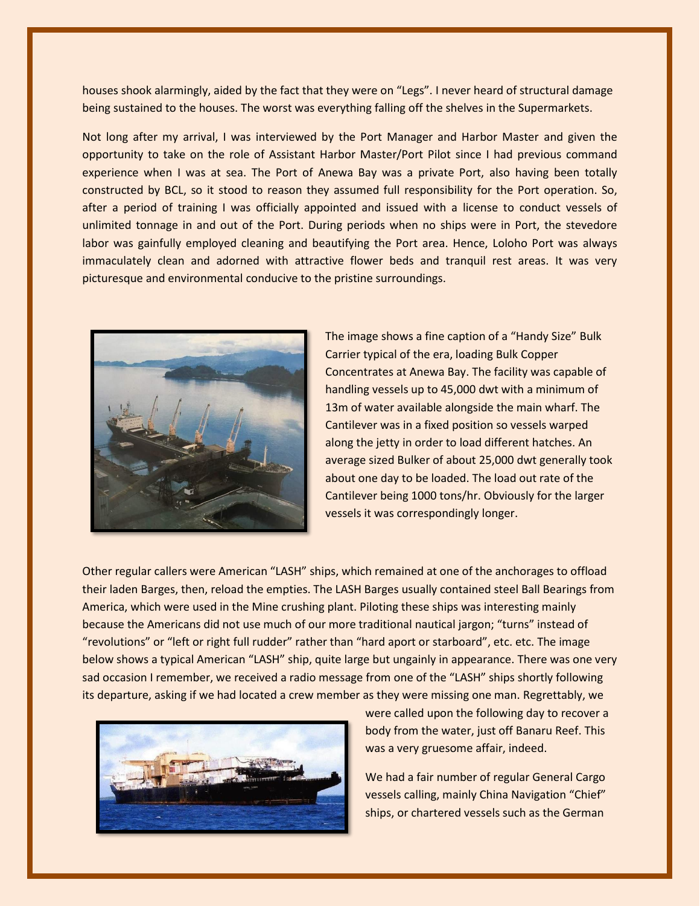houses shook alarmingly, aided by the fact that they were on "Legs". I never heard of structural damage being sustained to the houses. The worst was everything falling off the shelves in the Supermarkets.

Not long after my arrival, I was interviewed by the Port Manager and Harbor Master and given the opportunity to take on the role of Assistant Harbor Master/Port Pilot since I had previous command experience when I was at sea. The Port of Anewa Bay was a private Port, also having been totally constructed by BCL, so it stood to reason they assumed full responsibility for the Port operation. So, after a period of training I was officially appointed and issued with a license to conduct vessels of unlimited tonnage in and out of the Port. During periods when no ships were in Port, the stevedore labor was gainfully employed cleaning and beautifying the Port area. Hence, Loloho Port was always immaculately clean and adorned with attractive flower beds and tranquil rest areas. It was very picturesque and environmental conducive to the pristine surroundings.

The image shows a fine caption of a "Handy Size" Bulk Carrier typical of the era, loading Bulk Copper Concentrates at Anewa Bay. The facility was capable of handling vessels up to 45,000 dwt with a minimum of 13m of water available alongside the main wharf. The Cantilever was in a fixed position so vessels warped along the jetty in order to load different hatches. An average sized Bulker of about 25,000 dwt generally took about one day to be loaded. The load out rate of the Cantilever being 1000 tons/hr. Obviously for the larger vessels it was correspondingly longer.

Other regular callers were American "LASH" ships, which remained at one of the anchorages to offload their laden Barges, then, reload the empties. The LASH Barges usually contained steel Ball Bearings from America, which were used in the Mine crushing plant. Piloting these ships was interesting mainly because the Americans did not use much of our more traditional nautical jargon; "turns" instead of "revolutions" or "left or right full rudder" rather than "hard aport or starboard", etc. etc. The image below shows a typical American "LASH" ship, quite large but ungainly in appearance. There was one very sad occasion I remember, we received a radio message from one of the "LASH" ships shortly following its departure, asking if we had located a crew member as they were missing one man. Regrettably, we were called upon the following day to recover a body from the water, just off Banaru Reef. This was a very gruesome affair, indeed.

We had a fair number of regular General Cargo vessels calling, mainly China Navigation "Chief" ships, or chartered vessels such as the German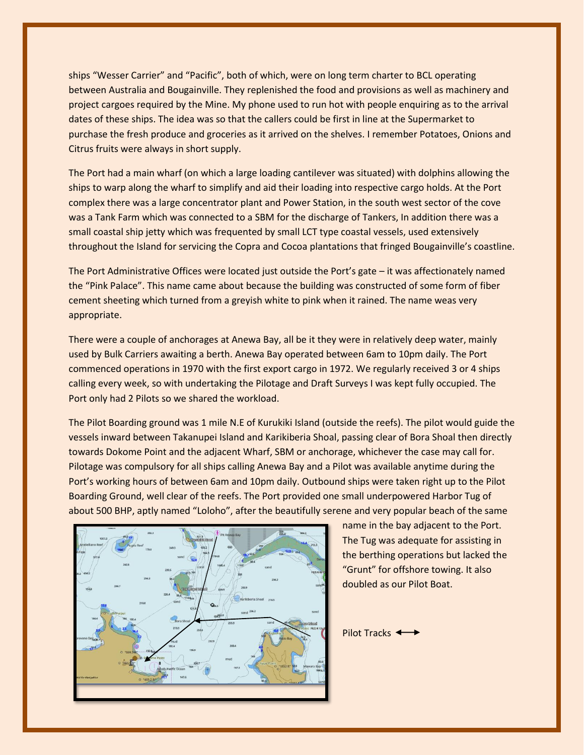ships "Wesser Carrier" and "Pacific", both of which, were on long term charter to BCL operating between Australia and Bougainville. They replenished the food and provisions as well as machinery and project cargoes required by the Mine. My phone used to run hot with people enquiring as to the arrival dates of these ships. The idea was so that the callers could be first in line at the Supermarket to purchase the fresh produce and groceries as it arrived on the shelves. I remember Potatoes, Onions and Citrus fruits were always in short supply.

The Port had a main wharf (on which a large loading cantilever was situated) with dolphins allowing the ships to warp along the wharf to simplify and aid their loading into respective cargo holds. At the Port complex there was a large concentrator plant and Power Station, in the south west sector of the cove was a Tank Farm which was connected to a SBM for the discharge of Tankers, In addition there was a small coastal ship jetty which was frequented by small LCT type coastal vessels, used extensively throughout the Island for servicing the Copra and Cocoa plantations that fringed Bougainville's coastline.

The Port Administrative Offices were located just outside the Port's gate – it was affectionately named the "Pink Palace". This name came about because the building was constructed of some form of fiber cement sheeting which turned from a greyish white to pink when it rained. The name weas very appropriate.

There were a couple of anchorages at Anewa Bay, all be it they were in relatively deep water, mainly used by Bulk Carriers awaiting a berth. Anewa Bay operated between 6am to 10pm daily. The Port commenced operations in 1970 with the first export cargo in 1972. We regularly received 3 or 4 ships calling every week, so with undertaking the Pilotage and Draft Surveys I was kept fully occupied. The Port only had 2 Pilots so we shared the workload.

The Pilot Boarding ground was 1 mile N.E of Kurukiki Island (outside the reefs). The pilot would guide the vessels inward between Takanupei Island and Karikiberia Shoal, passing clear of Bora Shoal then directly towards Dokome Point and the adjacent Wharf, SBM or anchorage, whichever the case may call for. Pilotage was compulsory for all ships calling Anewa Bay and a Pilot was available anytime during the Port's working hours of between 6am and 10pm daily. Outbound ships were taken right up to the Pilot Boarding Ground, well clear of the reefs. The Port provided one small underpowered Harbor Tug of about 500 BHP, aptly named "Loloho", after the beautifully serene and very popular beach of the same name in the bay adjacent to the Port. The Tug was adequate for assisting in the berthing operations but lacked the "Grunt" for offshore towing. It also doubled as our Pilot Boat.

Pilot Tracks ⟷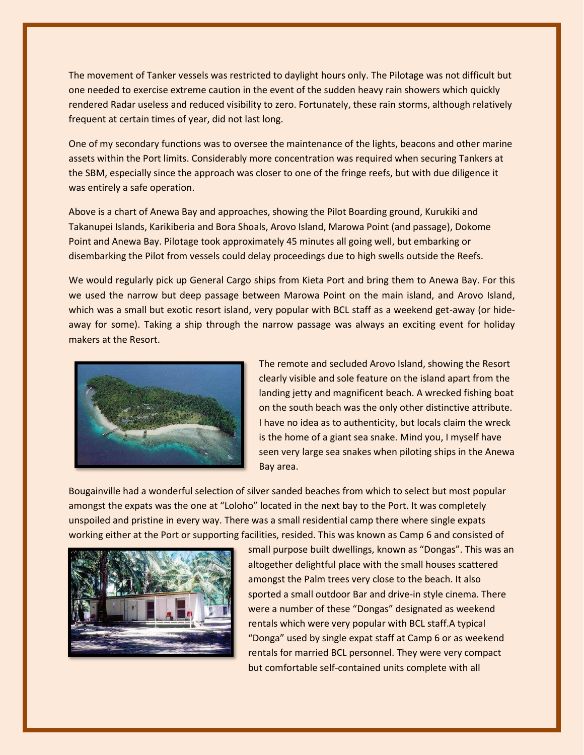The movement of Tanker vessels was restricted to daylight hours only. The Pilotage was not difficult but one needed to exercise extreme caution in the event of the sudden heavy rain showers which quickly rendered Radar useless and reduced visibility to zero. Fortunately, these rain storms, although relatively frequent at certain times of year, did not last long.

One of my secondary functions was to oversee the maintenance of the lights, beacons and other marine assets within the Port limits. Considerably more concentration was required when securing Tankers at the SBM, especially since the approach was closer to one of the fringe reefs, but with due diligence it was entirely a safe operation.

Above is a chart of Anewa Bay and approaches, showing the Pilot Boarding ground, Kurukiki and Takanupei Islands, Karikiberia and Bora Shoals, Arovo Island, Marowa Point (and passage), Dokome Point and Anewa Bay. Pilotage took approximately 45 minutes all going well, but embarking or disembarking the Pilot from vessels could delay proceedings due to high swells outside the Reefs.

We would regularly pick up General Cargo ships from Kieta Port and bring them to Anewa Bay. For this we used the narrow but deep passage between Marowa Point on the main island, and Arovo Island, which was a small but exotic resort island, very popular with BCL staff as a weekend get-away (or hide-away for some). Taking a ship through the narrow passage was always an exciting event for holiday makers at the Resort.

The remote and secluded Arovo Island, showing the Resort clearly visible and sole feature on the island apart from the landing jetty and magnificent beach. A wrecked fishing boat on the south beach was the only other distinctive attribute. I have no idea as to authenticity, but locals claim the wreck is the home of a giant sea snake. Mind you, I myself have seen very large sea snakes when piloting ships in the Anewa Bay area.

Bougainville had a wonderful selection of silver sanded beaches from which to select but most popular amongst the expats was the one at "Loloho" located in the next bay to the Port. It was completely unspoiled and pristine in every way. There was a small residential camp there where single expats working either at the Port or supporting facilities, resided. This was known as Camp 6 and consisted of small purpose built dwellings, known as "Dongas". This was an altogether delightful place with the small houses scattered amongst the Palm trees very close to the beach. It also sported a small outdoor Bar and drive-in style cinema. There were a number of these "Dongas" designated as weekend rentals which were very popular with BCL staff.A typical "Donga" used by single expat staff at Camp 6 or as weekend rentals for married BCL personnel. They were very compact but comfortable self-contained units complete with all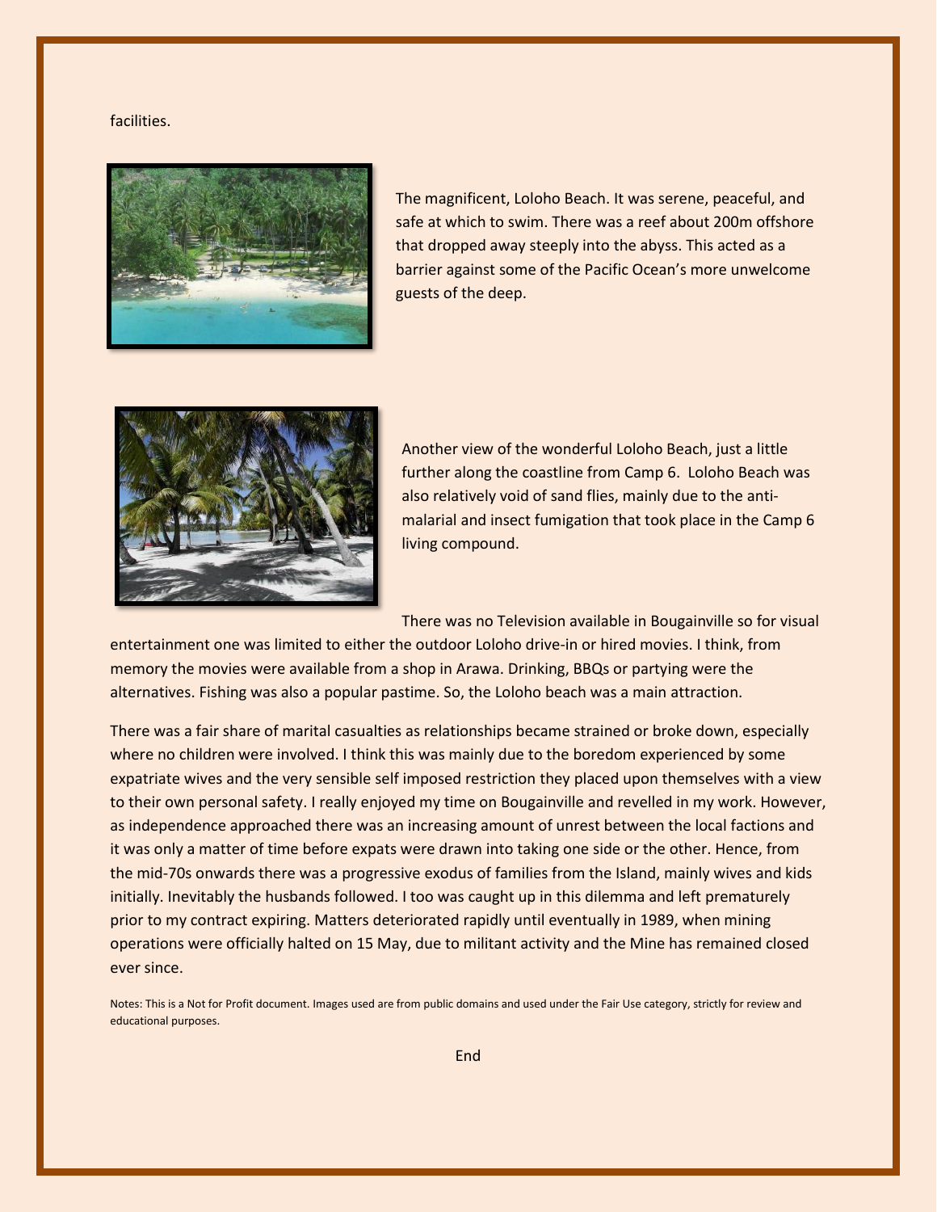facilities.

The magnificent, Loloho Beach. It was serene, peaceful, and safe at which to swim. There was a reef about 200m offshore that dropped away steeply into the abyss. This acted as a barrier against some of the Pacific Ocean's more unwelcome guests of the deep.

Another view of the wonderful Loloho Beach, just a little further along the coastline from Camp 6. Loloho Beach was also relatively void of sand flies, mainly due to the anti-malarial and insect fumigation that took place in the Camp 6 living compound.

There was no Television available in Bougainville so for visual entertainment one was limited to either the outdoor Loloho drive-in or hired movies. I think, from memory the movies were available from a shop in Arawa. Drinking, BBQs or partying were the alternatives. Fishing was also a popular pastime. So, the Loloho beach was a main attraction.

There was a fair share of marital casualties as relationships became strained or broke down, especially where no children were involved. I think this was mainly due to the boredom experienced by some expatriate wives and the very sensible self imposed restriction they placed upon themselves with a view to their own personal safety. I really enjoyed my time on Bougainville and revelled in my work. However, as independence approached there was an increasing amount of unrest between the local factions and it was only a matter of time before expats were drawn into taking one side or the other. Hence, from the mid-70s onwards there was a progressive exodus of families from the Island, mainly wives and kids initially. Inevitably the husbands followed. I too was caught up in this dilemma and left prematurely prior to my contract expiring. Matters deteriorated rapidly until eventually in 1989, when mining operations were officially halted on 15 May, due to militant activity and the Mine has remained closed ever since.

Notes: This is a Not for Profit document. Images used are from public domains and used under the Fair Use category, strictly for review and educational purposes.

End